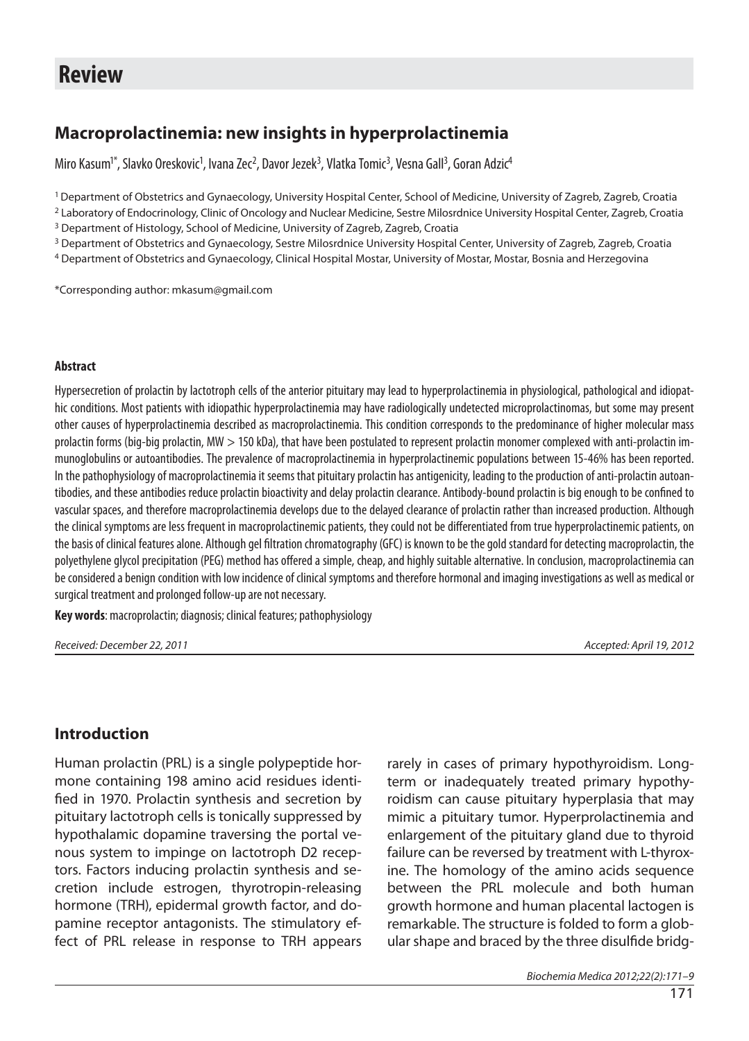# Review

## Macroprolactinemia: new insights in hyperprolactinemia

Miro Kasum[1*], Slavko Oreskovic[1], Ivana Zec[2], Davor Jezek[3], Vlatka Tomic[3], Vesna Gall[3], Goran Adzic[4]

[1] Department of Obstetrics and Gynaecology, University Hospital Center, School of Medicine, University of Zagreb, Zagreb, Croatia
[2] Laboratory of Endocrinology, Clinic of Oncology and Nuclear Medicine, Sestre Milosrdnice University Hospital Center, Zagreb, Croatia
[3] Department of Histology, School of Medicine, University of Zagreb, Zagreb, Croatia
[3] Department of Obstetrics and Gynaecology, Sestre Milosrdnice University Hospital Center, University of Zagreb, Zagreb, Croatia
[4] Department of Obstetrics and Gynaecology, Clinical Hospital Mostar, University of Mostar, Mostar, Bosnia and Herzegovina

*Corresponding author: mkasum@gmail.com

#### Abstract

Hypersecretion of prolactin by lactotroph cells of the anterior pituitary may lead to hyperprolactinemia in physiological, pathological and idiopathic conditions. Most patients with idiopathic hyperprolactinemia may have radiologically undetected microprolactinomas, but some may present other causes of hyperprolactinemia described as macroprolactinemia. This condition corresponds to the predominance of higher molecular mass prolactin forms (big-big prolactin, MW > 150 kDa), that have been postulated to represent prolactin monomer complexed with anti-prolactin immunoglobulins or autoantibodies. The prevalence of macroprolactinemia in hyperprolactinemic populations between 15-46% has been reported. In the pathophysiology of macroprolactinemia it seems that pituitary prolactin has antigenicity, leading to the production of anti-prolactin autoantibodies, and these antibodies reduce prolactin bioactivity and delay prolactin clearance. Antibody-bound prolactin is big enough to be confined to vascular spaces, and therefore macroprolactinemia develops due to the delayed clearance of prolactin rather than increased production. Although the clinical symptoms are less frequent in macroprolactinemic patients, they could not be differentiated from true hyperprolactinemic patients, on the basis of clinical features alone. Although gel filtration chromatography (GFC) is known to be the gold standard for detecting macroprolactin, the polyethylene glycol precipitation (PEG) method has offered a simple, cheap, and highly suitable alternative. In conclusion, macroprolactinemia can be considered a benign condition with low incidence of clinical symptoms and therefore hormonal and imaging investigations as well as medical or surgical treatment and prolonged follow-up are not necessary.

**Key words**: macroprolactin; diagnosis; clinical features; pathophysiology

*Received: December 22, 2011* *Accepted: April 19, 2012*

## Introduction

Human prolactin (PRL) is a single polypeptide hormone containing 198 amino acid residues identified in 1970. Prolactin synthesis and secretion by pituitary lactotroph cells is tonically suppressed by hypothalamic dopamine traversing the portal venous system to impinge on lactotroph D2 receptors. Factors inducing prolactin synthesis and secretion include estrogen, thyrotropin-releasing hormone (TRH), epidermal growth factor, and dopamine receptor antagonists. The stimulatory effect of PRL release in response to TRH appears rarely in cases of primary hypothyroidism. Long-term or inadequately treated primary hypothyroidism can cause pituitary hyperplasia that may mimic a pituitary tumor. Hyperprolactinemia and enlargement of the pituitary gland due to thyroid failure can be reversed by treatment with L-thyroxine. The homology of the amino acids sequence between the PRL molecule and both human growth hormone and human placental lactogen is remarkable. The structure is folded to form a globular shape and braced by the three disulfide bridg-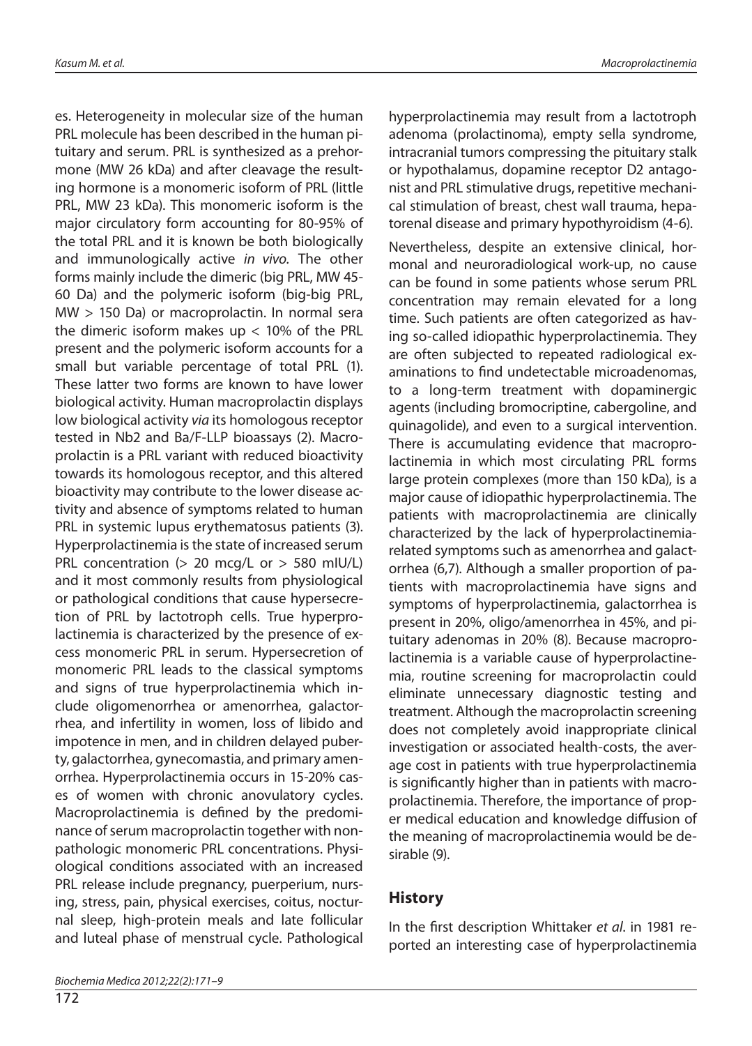es. Heterogeneity in molecular size of the human PRL molecule has been described in the human pituitary and serum. PRL is synthesized as a prehormone (MW 26 kDa) and after cleavage the resulting hormone is a monomeric isoform of PRL (little PRL, MW 23 kDa). This monomeric isoform is the major circulatory form accounting for 80-95% of the total PRL and it is known be both biologically and immunologically active *in vivo.* The other forms mainly include the dimeric (big PRL, MW 45-60 Da) and the polymeric isoform (big-big PRL, MW > 150 Da) or macroprolactin. In normal sera the dimeric isoform makes up < 10% of the PRL present and the polymeric isoform accounts for a small but variable percentage of total PRL (1). These latter two forms are known to have lower biological activity. Human macroprolactin displays low biological activity *via* its homologous receptor tested in Nb2 and Ba/F-LLP bioassays (2). Macroprolactin is a PRL variant with reduced bioactivity towards its homologous receptor, and this altered bioactivity may contribute to the lower disease activity and absence of symptoms related to human PRL in systemic lupus erythematosus patients (3). Hyperprolactinemia is the state of increased serum PRL concentration (> 20 mcg/L or > 580 mIU/L) and it most commonly results from physiological or pathological conditions that cause hypersecretion of PRL by lactotroph cells. True hyperprolactinemia is characterized by the presence of excess monomeric PRL in serum. Hypersecretion of monomeric PRL leads to the classical symptoms and signs of true hyperprolactinemia which include oligomenorrhea or amenorrhea, galactorrhea, and infertility in women, loss of libido and impotence in men, and in children delayed puberty, galactorrhea, gynecomastia, and primary amenorrhea. Hyperprolactinemia occurs in 15-20% cases of women with chronic anovulatory cycles. Macroprolactinemia is defined by the predominance of serum macroprolactin together with nonpathologic monomeric PRL concentrations. Physiological conditions associated with an increased PRL release include pregnancy, puerperium, nursing, stress, pain, physical exercises, coitus, nocturnal sleep, high-protein meals and late follicular and luteal phase of menstrual cycle. Pathological hyperprolactinemia may result from a lactotroph adenoma (prolactinoma), empty sella syndrome, intracranial tumors compressing the pituitary stalk or hypothalamus, dopamine receptor D2 antagonist and PRL stimulative drugs, repetitive mechanical stimulation of breast, chest wall trauma, hepatorenal disease and primary hypothyroidism (4-6).

Nevertheless, despite an extensive clinical, hormonal and neuroradiological work-up, no cause can be found in some patients whose serum PRL concentration may remain elevated for a long time. Such patients are often categorized as having so-called idiopathic hyperprolactinemia. They are often subjected to repeated radiological examinations to find undetectable microadenomas, to a long-term treatment with dopaminergic agents (including bromocriptine, cabergoline, and quinagolide), and even to a surgical intervention. There is accumulating evidence that macroprolactinemia in which most circulating PRL forms large protein complexes (more than 150 kDa), is a major cause of idiopathic hyperprolactinemia. The patients with macroprolactinemia are clinically characterized by the lack of hyperprolactinemia-related symptoms such as amenorrhea and galactorrhea (6,7). Although a smaller proportion of patients with macroprolactinemia have signs and symptoms of hyperprolactinemia, galactorrhea is present in 20%, oligo/amenorrhea in 45%, and pituitary adenomas in 20% (8). Because macroprolactinemia is a variable cause of hyperprolactinemia, routine screening for macroprolactin could eliminate unnecessary diagnostic testing and treatment. Although the macroprolactin screening does not completely avoid inappropriate clinical investigation or associated health-costs, the average cost in patients with true hyperprolactinemia is significantly higher than in patients with macroprolactinemia. Therefore, the importance of proper medical education and knowledge diffusion of the meaning of macroprolactinemia would be desirable (9).

## History

In the first description Whittaker *et al*. in 1981 reported an interesting case of hyperprolactinemia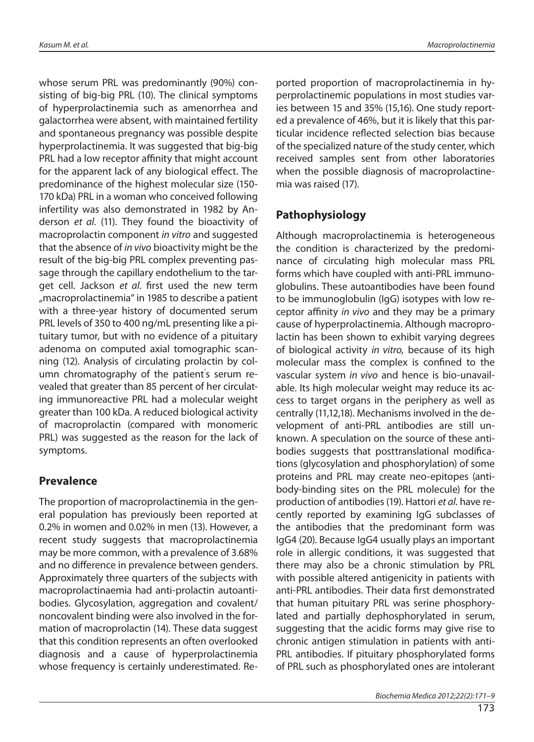whose serum PRL was predominantly (90%) consisting of big-big PRL (10). The clinical symptoms of hyperprolactinemia such as amenorrhea and galactorrhea were absent, with maintained fertility and spontaneous pregnancy was possible despite hyperprolactinemia. It was suggested that big-big PRL had a low receptor affinity that might account for the apparent lack of any biological effect. The predominance of the highest molecular size (150-170 kDa) PRL in a woman who conceived following infertility was also demonstrated in 1982 by Anderson *et al*. (11). They found the bioactivity of macroprolactin component *in vitro* and suggested that the absence of *in vivo* bioactivity might be the result of the big-big PRL complex preventing passage through the capillary endothelium to the target cell. Jackson *et al*. first used the new term „macroprolactinemia" in 1985 to describe a patient with a three-year history of documented serum PRL levels of 350 to 400 ng/mL presenting like a pituitary tumor, but with no evidence of a pituitary adenoma on computed axial tomographic scanning (12). Analysis of circulating prolactin by column chromatography of the patient's serum revealed that greater than 85 percent of her circulating immunoreactive PRL had a molecular weight greater than 100 kDa. A reduced biological activity of macroprolactin (compared with monomeric PRL) was suggested as the reason for the lack of symptoms.

## Prevalence

The proportion of macroprolactinemia in the general population has previously been reported at 0.2% in women and 0.02% in men (13). However, a recent study suggests that macroprolactinemia may be more common, with a prevalence of 3.68% and no difference in prevalence between genders. Approximately three quarters of the subjects with macroprolactinaemia had anti-prolactin autoantibodies. Glycosylation, aggregation and covalent/noncovalent binding were also involved in the formation of macroprolactin (14). These data suggest that this condition represents an often overlooked diagnosis and a cause of hyperprolactinemia whose frequency is certainly underestimated. Reported proportion of macroprolactinemia in hyperprolactinemic populations in most studies varies between 15 and 35% (15,16). One study reported a prevalence of 46%, but it is likely that this particular incidence reflected selection bias because of the specialized nature of the study center, which received samples sent from other laboratories when the possible diagnosis of macroprolactinemia was raised (17).

## Pathophysiology

Although macroprolactinemia is heterogeneous the condition is characterized by the predominance of circulating high molecular mass PRL forms which have coupled with anti-PRL immunoglobulins. These autoantibodies have been found to be immunoglobulin (IgG) isotypes with low receptor affinity *in vivo* and they may be a primary cause of hyperprolactinemia. Although macroprolactin has been shown to exhibit varying degrees of biological activity *in vitro,* because of its high molecular mass the complex is confined to the vascular system *in vivo* and hence is bio-unavailable. Its high molecular weight may reduce its access to target organs in the periphery as well as centrally (11,12,18). Mechanisms involved in the development of anti-PRL antibodies are still unknown. A speculation on the source of these antibodies suggests that posttranslational modifications (glycosylation and phosphorylation) of some proteins and PRL may create neo-epitopes (antibody-binding sites on the PRL molecule) for the production of antibodies (19). Hattori *et al*. have recently reported by examining IgG subclasses of the antibodies that the predominant form was IgG4 (20). Because IgG4 usually plays an important role in allergic conditions, it was suggested that there may also be a chronic stimulation by PRL with possible altered antigenicity in patients with anti-PRL antibodies. Their data first demonstrated that human pituitary PRL was serine phosphorylated and partially dephosphorylated in serum, suggesting that the acidic forms may give rise to chronic antigen stimulation in patients with anti-PRL antibodies. If pituitary phosphorylated forms of PRL such as phosphorylated ones are intolerant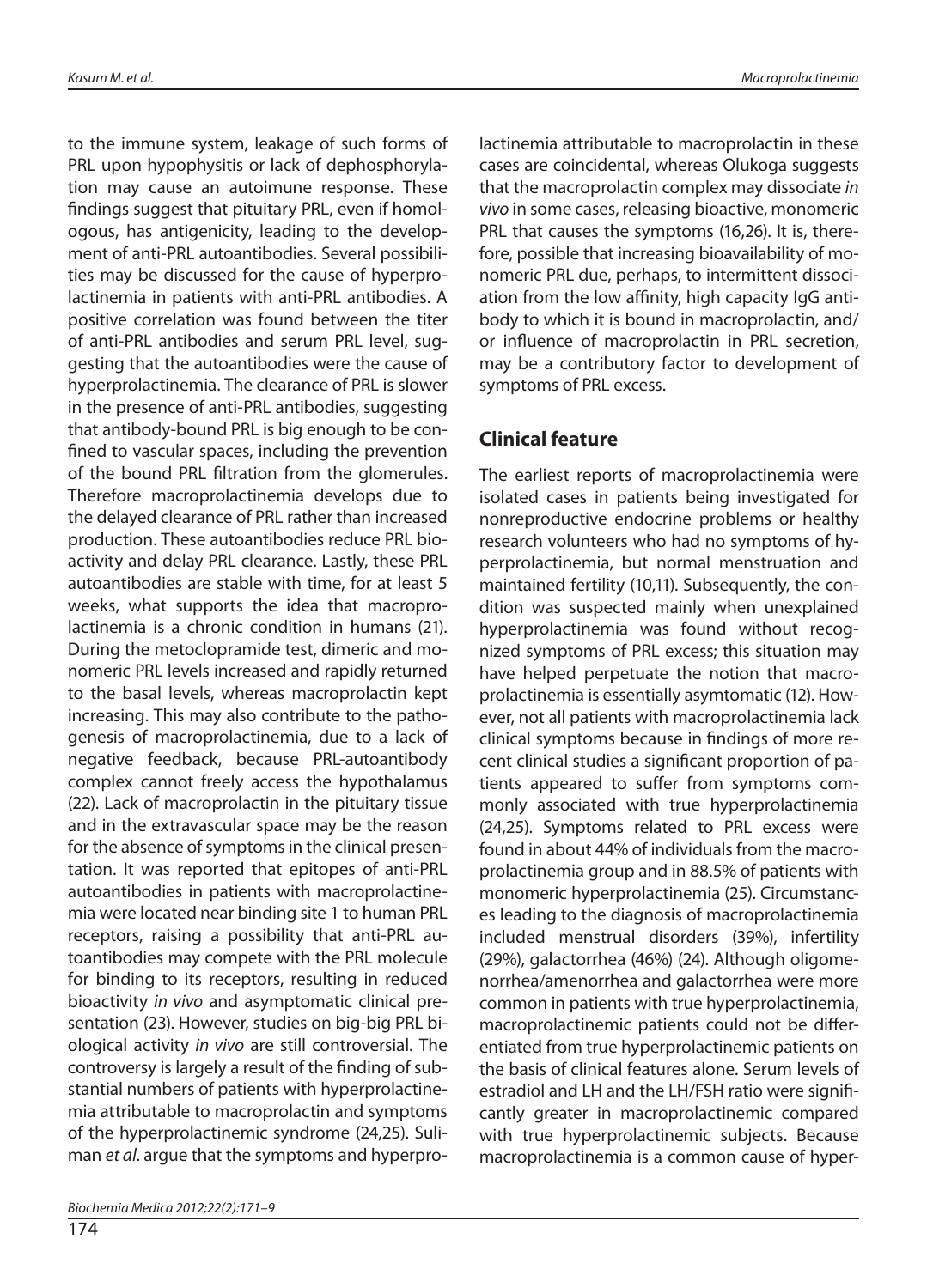to the immune system, leakage of such forms of PRL upon hypophysitis or lack of dephosphorylation may cause an autoimune response. These findings suggest that pituitary PRL, even if homologous, has antigenicity, leading to the development of anti-PRL autoantibodies. Several possibilities may be discussed for the cause of hyperprolactinemia in patients with anti-PRL antibodies. A positive correlation was found between the titer of anti-PRL antibodies and serum PRL level, suggesting that the autoantibodies were the cause of hyperprolactinemia. The clearance of PRL is slower in the presence of anti-PRL antibodies, suggesting that antibody-bound PRL is big enough to be confined to vascular spaces, including the prevention of the bound PRL filtration from the glomerules. Therefore macroprolactinemia develops due to the delayed clearance of PRL rather than increased production. These autoantibodies reduce PRL bioactivity and delay PRL clearance. Lastly, these PRL autoantibodies are stable with time, for at least 5 weeks, what supports the idea that macroprolactinemia is a chronic condition in humans (21). During the metoclopramide test, dimeric and monomeric PRL levels increased and rapidly returned to the basal levels, whereas macroprolactin kept increasing. This may also contribute to the pathogenesis of macroprolactinemia, due to a lack of negative feedback, because PRL-autoantibody complex cannot freely access the hypothalamus (22). Lack of macroprolactin in the pituitary tissue and in the extravascular space may be the reason for the absence of symptoms in the clinical presentation. It was reported that epitopes of anti-PRL autoantibodies in patients with macroprolactinemia were located near binding site 1 to human PRL receptors, raising a possibility that anti-PRL autoantibodies may compete with the PRL molecule for binding to its receptors, resulting in reduced bioactivity *in vivo* and asymptomatic clinical presentation (23). However, studies on big-big PRL biological activity *in vivo* are still controversial. The controversy is largely a result of the finding of substantial numbers of patients with hyperprolactinemia attributable to macroprolactin and symptoms of the hyperprolactinemic syndrome (24,25). Suliman *et al*. argue that the symptoms and hyperprolactinemia attributable to macroprolactin in these cases are coincidental, whereas Olukoga suggests that the macroprolactin complex may dissociate *in vivo* in some cases, releasing bioactive, monomeric PRL that causes the symptoms (16,26). It is, therefore, possible that increasing bioavailability of monomeric PRL due, perhaps, to intermittent dissociation from the low affinity, high capacity IgG antibody to which it is bound in macroprolactin, and/or influence of macroprolactin in PRL secretion, may be a contributory factor to development of symptoms of PRL excess.

## Clinical feature

The earliest reports of macroprolactinemia were isolated cases in patients being investigated for nonreproductive endocrine problems or healthy research volunteers who had no symptoms of hyperprolactinemia, but normal menstruation and maintained fertility (10,11). Subsequently, the condition was suspected mainly when unexplained hyperprolactinemia was found without recognized symptoms of PRL excess; this situation may have helped perpetuate the notion that macroprolactinemia is essentially asymtomatic (12). However, not all patients with macroprolactinemia lack clinical symptoms because in findings of more recent clinical studies a significant proportion of patients appeared to suffer from symptoms commonly associated with true hyperprolactinemia (24,25). Symptoms related to PRL excess were found in about 44% of individuals from the macroprolactinemia group and in 88.5% of patients with monomeric hyperprolactinemia (25). Circumstances leading to the diagnosis of macroprolactinemia included menstrual disorders (39%), infertility (29%), galactorrhea (46%) (24). Although oligomenorrhea/amenorrhea and galactorrhea were more common in patients with true hyperprolactinemia, macroprolactinemic patients could not be differentiated from true hyperprolactinemic patients on the basis of clinical features alone. Serum levels of estradiol and LH and the LH/FSH ratio were significantly greater in macroprolactinemic compared with true hyperprolactinemic subjects. Because macroprolactinemia is a common cause of hyper-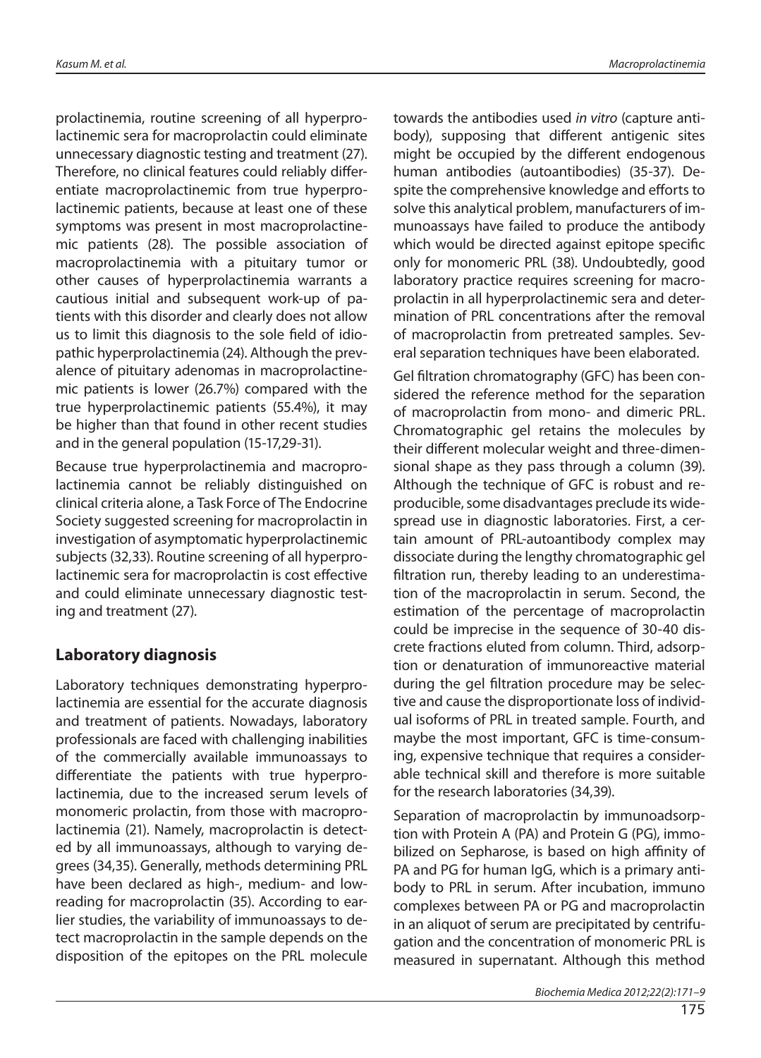prolactinemia, routine screening of all hyperprolactinemic sera for macroprolactin could eliminate unnecessary diagnostic testing and treatment (27). Therefore, no clinical features could reliably differentiate macroprolactinemic from true hyperprolactinemic patients, because at least one of these symptoms was present in most macroprolactinemic patients (28). The possible association of macroprolactinemia with a pituitary tumor or other causes of hyperprolactinemia warrants a cautious initial and subsequent work-up of patients with this disorder and clearly does not allow us to limit this diagnosis to the sole field of idiopathic hyperprolactinemia (24). Although the prevalence of pituitary adenomas in macroprolactinemic patients is lower (26.7%) compared with the true hyperprolactinemic patients (55.4%), it may be higher than that found in other recent studies and in the general population (15-17,29-31).

Because true hyperprolactinemia and macroprolactinemia cannot be reliably distinguished on clinical criteria alone, a Task Force of The Endocrine Society suggested screening for macroprolactin in investigation of asymptomatic hyperprolactinemic subjects (32,33). Routine screening of all hyperprolactinemic sera for macroprolactin is cost effective and could eliminate unnecessary diagnostic testing and treatment (27).

## Laboratory diagnosis

Laboratory techniques demonstrating hyperprolactinemia are essential for the accurate diagnosis and treatment of patients. Nowadays, laboratory professionals are faced with challenging inabilities of the commercially available immunoassays to differentiate the patients with true hyperprolactinemia, due to the increased serum levels of monomeric prolactin, from those with macroprolactinemia (21). Namely, macroprolactin is detected by all immunoassays, although to varying degrees (34,35). Generally, methods determining PRL have been declared as high-, medium- and low-reading for macroprolactin (35). According to earlier studies, the variability of immunoassays to detect macroprolactin in the sample depends on the disposition of the epitopes on the PRL molecule towards the antibodies used *in vitro* (capture antibody), supposing that different antigenic sites might be occupied by the different endogenous human antibodies (autoantibodies) (35-37). Despite the comprehensive knowledge and efforts to solve this analytical problem, manufacturers of immunoassays have failed to produce the antibody which would be directed against epitope specific only for monomeric PRL (38). Undoubtedly, good laboratory practice requires screening for macroprolactin in all hyperprolactinemic sera and determination of PRL concentrations after the removal of macroprolactin from pretreated samples. Several separation techniques have been elaborated.

Gel filtration chromatography (GFC) has been considered the reference method for the separation of macroprolactin from mono- and dimeric PRL. Chromatographic gel retains the molecules by their different molecular weight and three-dimensional shape as they pass through a column (39). Although the technique of GFC is robust and reproducible, some disadvantages preclude its widespread use in diagnostic laboratories. First, a certain amount of PRL-autoantibody complex may dissociate during the lengthy chromatographic gel filtration run, thereby leading to an underestimation of the macroprolactin in serum. Second, the estimation of the percentage of macroprolactin could be imprecise in the sequence of 30-40 discrete fractions eluted from column. Third, adsorption or denaturation of immunoreactive material during the gel filtration procedure may be selective and cause the disproportionate loss of individual isoforms of PRL in treated sample. Fourth, and maybe the most important, GFC is time-consuming, expensive technique that requires a considerable technical skill and therefore is more suitable for the research laboratories (34,39).

Separation of macroprolactin by immunoadsorption with Protein A (PA) and Protein G (PG), immobilized on Sepharose, is based on high affinity of PA and PG for human IgG, which is a primary antibody to PRL in serum. After incubation, immuno complexes between PA or PG and macroprolactin in an aliquot of serum are precipitated by centrifugation and the concentration of monomeric PRL is measured in supernatant. Although this method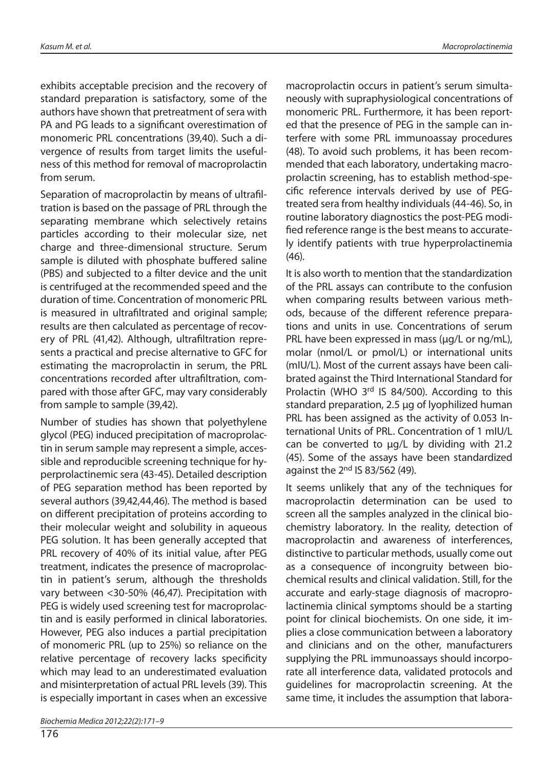exhibits acceptable precision and the recovery of standard preparation is satisfactory, some of the authors have shown that pretreatment of sera with PA and PG leads to a significant overestimation of monomeric PRL concentrations (39,40). Such a divergence of results from target limits the usefulness of this method for removal of macroprolactin from serum.

Separation of macroprolactin by means of ultrafiltration is based on the passage of PRL through the separating membrane which selectively retains particles according to their molecular size, net charge and three-dimensional structure. Serum sample is diluted with phosphate buffered saline (PBS) and subjected to a filter device and the unit is centrifuged at the recommended speed and the duration of time. Concentration of monomeric PRL is measured in ultrafiltrated and original sample; results are then calculated as percentage of recovery of PRL (41,42). Although, ultrafiltration represents a practical and precise alternative to GFC for estimating the macroprolactin in serum, the PRL concentrations recorded after ultrafiltration, compared with those after GFC, may vary considerably from sample to sample (39,42).

Number of studies has shown that polyethylene glycol (PEG) induced precipitation of macroprolactin in serum sample may represent a simple, accessible and reproducible screening technique for hyperprolactinemic sera (43-45). Detailed description of PEG separation method has been reported by several authors (39,42,44,46). The method is based on different precipitation of proteins according to their molecular weight and solubility in aqueous PEG solution. It has been generally accepted that PRL recovery of 40% of its initial value, after PEG treatment, indicates the presence of macroprolactin in patient's serum, although the thresholds vary between <30-50% (46,47). Precipitation with PEG is widely used screening test for macroprolactin and is easily performed in clinical laboratories. However, PEG also induces a partial precipitation of monomeric PRL (up to 25%) so reliance on the relative percentage of recovery lacks specificity which may lead to an underestimated evaluation and misinterpretation of actual PRL levels (39). This is especially important in cases when an excessive macroprolactin occurs in patient's serum simultaneously with supraphysiological concentrations of monomeric PRL. Furthermore, it has been reported that the presence of PEG in the sample can interfere with some PRL immunoassay procedures (48). To avoid such problems, it has been recommended that each laboratory, undertaking macroprolactin screening, has to establish method-specific reference intervals derived by use of PEG-treated sera from healthy individuals (44-46). So, in routine laboratory diagnostics the post-PEG modified reference range is the best means to accurately identify patients with true hyperprolactinemia (46).

It is also worth to mention that the standardization of the PRL assays can contribute to the confusion when comparing results between various methods, because of the different reference preparations and units in use. Concentrations of serum PRL have been expressed in mass (µg/L or ng/mL), molar (nmol/L or pmol/L) or international units (mIU/L). Most of the current assays have been calibrated against the Third International Standard for Prolactin (WHO 3rd IS 84/500). According to this standard preparation, 2.5 µg of lyophilized human PRL has been assigned as the activity of 0.053 International Units of PRL. Concentration of 1 mIU/L can be converted to µg/L by dividing with 21.2 (45). Some of the assays have been standardized against the 2nd IS 83/562 (49).

It seems unlikely that any of the techniques for macroprolactin determination can be used to screen all the samples analyzed in the clinical biochemistry laboratory. In the reality, detection of macroprolactin and awareness of interferences, distinctive to particular methods, usually come out as a consequence of incongruity between biochemical results and clinical validation. Still, for the accurate and early-stage diagnosis of macroprolactinemia clinical symptoms should be a starting point for clinical biochemists. On one side, it implies a close communication between a laboratory and clinicians and on the other, manufacturers supplying the PRL immunoassays should incorporate all interference data, validated protocols and guidelines for macroprolactin screening. At the same time, it includes the assumption that labora-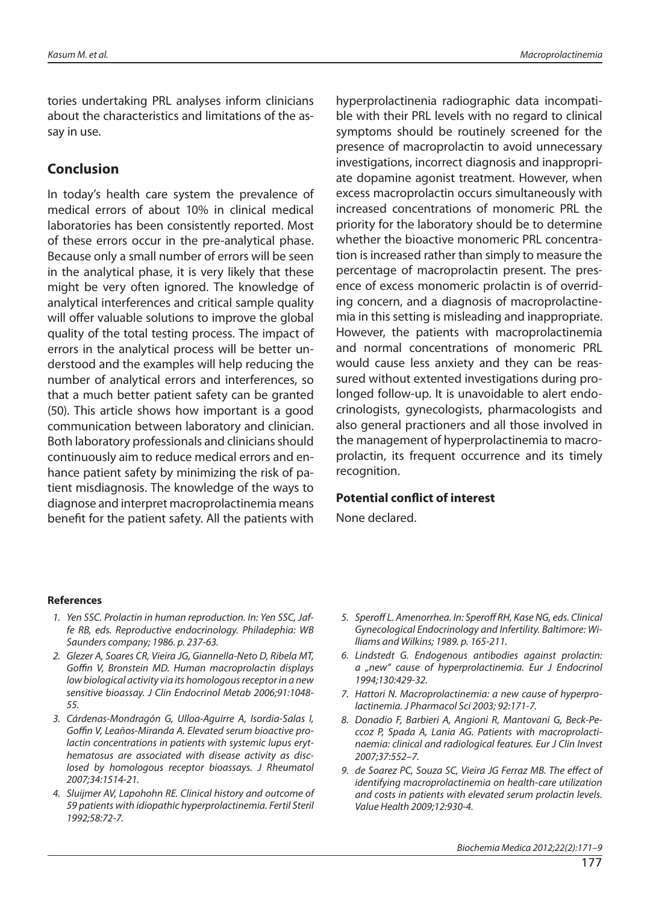tories undertaking PRL analyses inform clinicians about the characteristics and limitations of the assay in use.

## Conclusion

In today's health care system the prevalence of medical errors of about 10% in clinical medical laboratories has been consistently reported. Most of these errors occur in the pre-analytical phase. Because only a small number of errors will be seen in the analytical phase, it is very likely that these might be very often ignored. The knowledge of analytical interferences and critical sample quality will offer valuable solutions to improve the global quality of the total testing process. The impact of errors in the analytical process will be better understood and the examples will help reducing the number of analytical errors and interferences, so that a much better patient safety can be granted (50). This article shows how important is a good communication between laboratory and clinician. Both laboratory professionals and clinicians should continuously aim to reduce medical errors and enhance patient safety by minimizing the risk of patient misdiagnosis. The knowledge of the ways to diagnose and interpret macroprolactinemia means benefit for the patient safety. All the patients with hyperprolactinenia radiographic data incompatible with their PRL levels with no regard to clinical symptoms should be routinely screened for the presence of macroprolactin to avoid unnecessary investigations, incorrect diagnosis and inappropriate dopamine agonist treatment. However, when excess macroprolactin occurs simultaneously with increased concentrations of monomeric PRL the priority for the laboratory should be to determine whether the bioactive monomeric PRL concentration is increased rather than simply to measure the percentage of macroprolactin present. The presence of excess monomeric prolactin is of overriding concern, and a diagnosis of macroprolactinemia in this setting is misleading and inappropriate. However, the patients with macroprolactinemia and normal concentrations of monomeric PRL would cause less anxiety and they can be reassured without extented investigations during prolonged follow-up. It is unavoidable to alert endocrinologists, gynecologists, pharmacologists and also general practioners and all those involved in the management of hyperprolactinemia to macroprolactin, its frequent occurrence and its timely recognition.

### Potential conflict of interest

None declared.

#### References

1. *Yen SSC. Prolactin in human reproduction. In: Yen SSC, Jaffe RB, eds. Reproductive endocrinology. Philadephia: WB Saunders company; 1986. p. 237-63.*
2. *Glezer A, Soares CR, Vieira JG, Giannella-Neto D, Ribela MT, Goffin V, Bronstein MD. Human macroprolactin displays low biological activity via its homologous receptor in a new sensitive bioassay. J Clin Endocrinol Metab 2006;91:1048-55.*
3. *Cárdenas-Mondragón G, Ulloa-Aguirre A, Isordia-Salas I, Goffin V, Leaños-Miranda A. Elevated serum bioactive prolactin concentrations in patients with systemic lupus erythematosus are associated with disease activity as disclosed by homologous receptor bioassays. J Rheumatol 2007;34:1514-21.*
4. *Sluijmer AV, Lapohohn RE. Clinical history and outcome of 59 patients with idiopathic hyperprolactinemia. Fertil Steril 1992;58:72-7.*
5. *Speroff L. Amenorrhea. In: Speroff RH, Kase NG, eds. Clinical Gynecological Endocrinology and Infertility. Baltimore: Williams and Wilkins; 1989. p. 165-211.*
6. *Lindstedt G. Endogenous antibodies against prolactin: a „new" cause of hyperprolactinemia. Eur J Endocrinol 1994;130:429-32.*
7. *Hattori N. Macroprolactinemia: a new cause of hyperprolactinemia. J Pharmacol Sci 2003; 92:171-7.*
8. *Donadio F, Barbieri A, Angioni R, Mantovani G, Beck-Peccoz P, Spada A, Lania AG. Patients with macroprolactinaemia: clinical and radiological features. Eur J Clin Invest 2007;37:552–7.*
9. *de Soarez PC, Souza SC, Vieira JG Ferraz MB. The effect of identifying macroprolactinemia on health-care utilization and costs in patients with elevated serum prolactin levels. Value Health 2009;12:930-4.*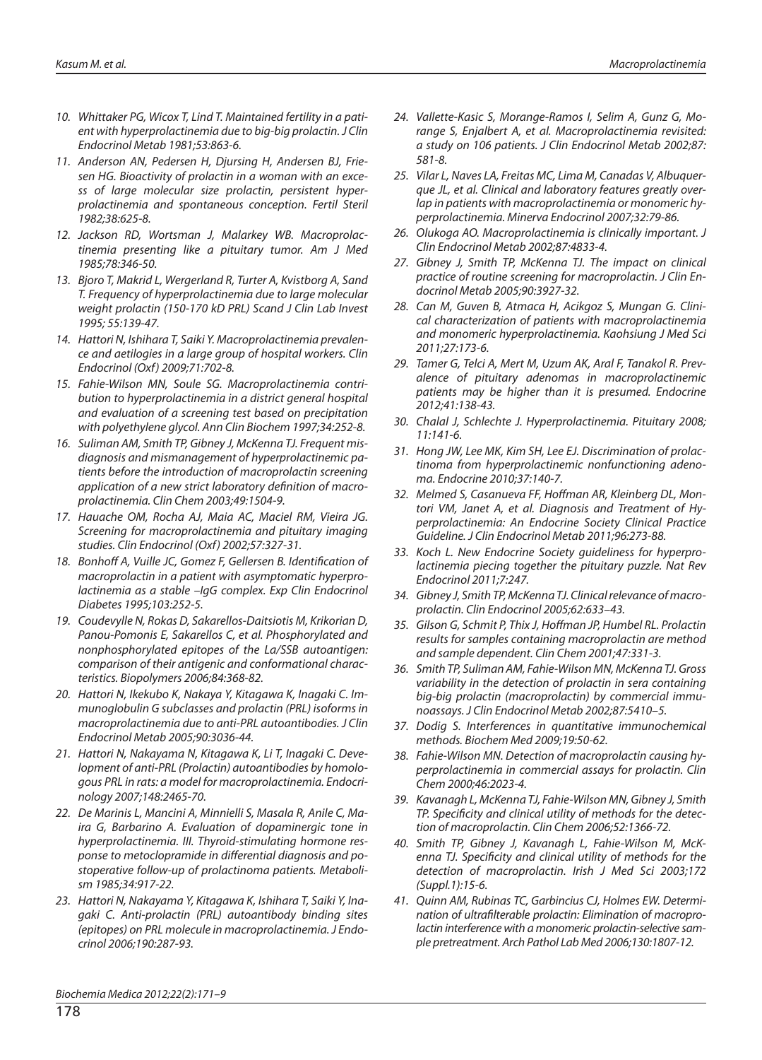10. Whittaker PG, Wicox T, Lind T. Maintained fertility in a patient with hyperprolactinemia due to big-big prolactin. J Clin Endocrinol Metab 1981;53:863-6.
11. Anderson AN, Pedersen H, Djursing H, Andersen BJ, Friesen HG. Bioactivity of prolactin in a woman with an excess of large molecular size prolactin, persistent hyperprolactinemia and spontaneous conception. Fertil Steril 1982;38:625-8.
12. Jackson RD, Wortsman J, Malarkey WB. Macroprolactinemia presenting like a pituitary tumor. Am J Med 1985;78:346-50.
13. Bjoro T, Makrid L, Wergerland R, Turter A, Kvistborg A, Sand T. Frequency of hyperprolactinemia due to large molecular weight prolactin (150-170 kD PRL) Scand J Clin Lab Invest 1995; 55:139-47.
14. Hattori N, Ishihara T, Saiki Y. Macroprolactinemia prevalence and aetilogies in a large group of hospital workers. Clin Endocrinol (Oxf) 2009;71:702-8.
15. Fahie-Wilson MN, Soule SG. Macroprolactinemia contribution to hyperprolactinemia in a district general hospital and evaluation of a screening test based on precipitation with polyethylene glycol. Ann Clin Biochem 1997;34:252-8.
16. Suliman AM, Smith TP, Gibney J, McKenna TJ. Frequent misdiagnosis and mismanagement of hyperprolactinemic patients before the introduction of macroprolactin screening application of a new strict laboratory definition of macroprolactinemia. Clin Chem 2003;49:1504-9.
17. Hauache OM, Rocha AJ, Maia AC, Maciel RM, Vieira JG. Screening for macroprolactinemia and pituitary imaging studies. Clin Endocrinol (Oxf) 2002;57:327-31.
18. Bonhoff A, Vuille JC, Gomez F, Gellersen B. Identification of macroprolactin in a patient with asymptomatic hyperprolactinemia as a stable –IgG complex. Exp Clin Endocrinol Diabetes 1995;103:252-5.
19. Coudevylle N, Rokas D, Sakarellos-Daitsiotis M, Krikorian D, Panou-Pomonis E, Sakarellos C, et al. Phosphorylated and nonphosphorylated epitopes of the La/SSB autoantigen: comparison of their antigenic and conformational characteristics. Biopolymers 2006;84:368-82.
20. Hattori N, Ikekubo K, Nakaya Y, Kitagawa K, Inagaki C. Immunoglobulin G subclasses and prolactin (PRL) isoforms in macroprolactinemia due to anti-PRL autoantibodies. J Clin Endocrinol Metab 2005;90:3036-44.
21. Hattori N, Nakayama N, Kitagawa K, Li T, Inagaki C. Development of anti-PRL (Prolactin) autoantibodies by homologous PRL in rats: a model for macroprolactinemia. Endocrinology 2007;148:2465-70.
22. De Marinis L, Mancini A, Minnielli S, Masala R, Anile C, Maira G, Barbarino A. Evaluation of dopaminergic tone in hyperprolactinemia. III. Thyroid-stimulating hormone response to metoclopramide in differential diagnosis and postoperative follow-up of prolactinoma patients. Metabolism 1985;34:917-22.
23. Hattori N, Nakayama Y, Kitagawa K, Ishihara T, Saiki Y, Inagaki C. Anti-prolactin (PRL) autoantibody binding sites (epitopes) on PRL molecule in macroprolactinemia. J Endocrinol 2006;190:287-93.
24. Vallette-Kasic S, Morange-Ramos I, Selim A, Gunz G, Morange S, Enjalbert A, et al. Macroprolactinemia revisited: a study on 106 patients. J Clin Endocrinol Metab 2002;87: 581-8.
25. Vilar L, Naves LA, Freitas MC, Lima M, Canadas V, Albuquerque JL, et al. Clinical and laboratory features greatly overlap in patients with macroprolactinemia or monomeric hyperprolactinemia. Minerva Endocrinol 2007;32:79-86.
26. Olukoga AO. Macroprolactinemia is clinically important. J Clin Endocrinol Metab 2002;87:4833-4.
27. Gibney J, Smith TP, McKenna TJ. The impact on clinical practice of routine screening for macroprolactin. J Clin Endocrinol Metab 2005;90:3927-32.
28. Can M, Guven B, Atmaca H, Acikgoz S, Mungan G. Clinical characterization of patients with macroprolactinemia and monomeric hyperprolactinemia. Kaohsiung J Med Sci 2011;27:173-6.
29. Tamer G, Telci A, Mert M, Uzum AK, Aral F, Tanakol R. Prevalence of pituitary adenomas in macroprolactinemic patients may be higher than it is presumed. Endocrine 2012;41:138-43.
30. Chalal J, Schlechte J. Hyperprolactinemia. Pituitary 2008; 11:141-6.
31. Hong JW, Lee MK, Kim SH, Lee EJ. Discrimination of prolactinoma from hyperprolactinemic nonfunctioning adenoma. Endocrine 2010;37:140-7.
32. Melmed S, Casanueva FF, Hoffman AR, Kleinberg DL, Montori VM, Janet A, et al. Diagnosis and Treatment of Hyperprolactinemia: An Endocrine Society Clinical Practice Guideline. J Clin Endocrinol Metab 2011;96:273-88.
33. Koch L. New Endocrine Society guideliness for hyperprolactinemia piecing together the pituitary puzzle. Nat Rev Endocrinol 2011;7:247.
34. Gibney J, Smith TP, McKenna TJ. Clinical relevance of macroprolactin. Clin Endocrinol 2005;62:633–43.
35. Gilson G, Schmit P, Thix J, Hoffman JP, Humbel RL. Prolactin results for samples containing macroprolactin are method and sample dependent. Clin Chem 2001;47:331-3.
36. Smith TP, Suliman AM, Fahie-Wilson MN, McKenna TJ. Gross variability in the detection of prolactin in sera containing big-big prolactin (macroprolactin) by commercial immunoassays. J Clin Endocrinol Metab 2002;87:5410–5.
37. Dodig S. Interferences in quantitative immunochemical methods. Biochem Med 2009;19:50-62.
38. Fahie-Wilson MN. Detection of macroprolactin causing hyperprolactinemia in commercial assays for prolactin. Clin Chem 2000;46:2023-4.
39. Kavanagh L, McKenna TJ, Fahie-Wilson MN, Gibney J, Smith TP. Specificity and clinical utility of methods for the detection of macroprolactin. Clin Chem 2006;52:1366-72.
40. Smith TP, Gibney J, Kavanagh L, Fahie-Wilson M, McKenna TJ. Specificity and clinical utility of methods for the detection of macroprolactin. Irish J Med Sci 2003;172 (Suppl.1):15-6.
41. Quinn AM, Rubinas TC, Garbincius CJ, Holmes EW. Determination of ultrafilterable prolactin: Elimination of macroprolactin interference with a monomeric prolactin-selective sample pretreatment. Arch Pathol Lab Med 2006;130:1807-12.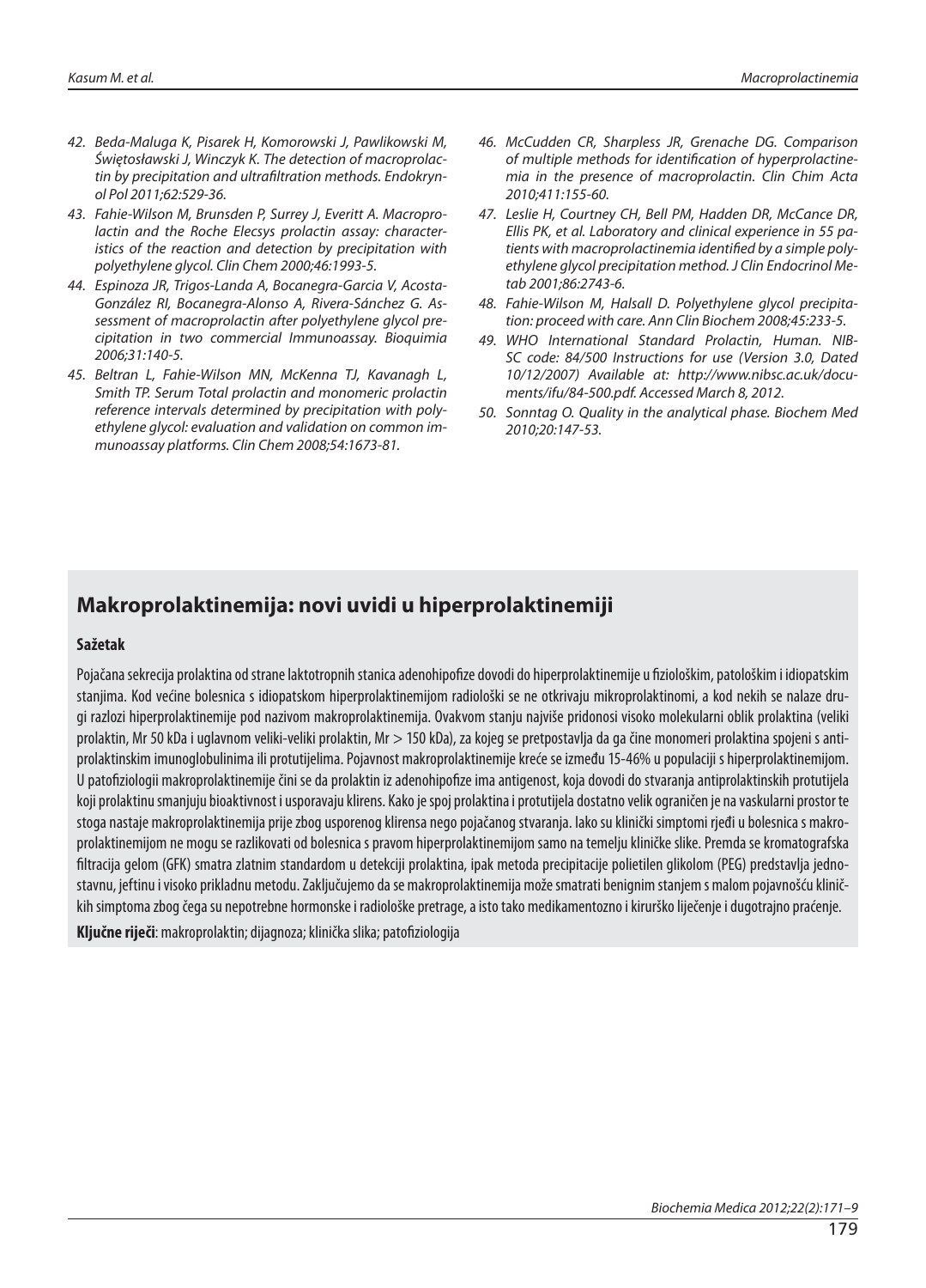42. Beda-Maluga K, Pisarek H, Komorowski J, Pawlikowski M, Świętosławski J, Winczyk K. The detection of macroprolactin by precipitation and ultrafiltration methods. Endokrynol Pol 2011;62:529-36.
43. Fahie-Wilson M, Brunsden P, Surrey J, Everitt A. Macroprolactin and the Roche Elecsys prolactin assay: characteristics of the reaction and detection by precipitation with polyethylene glycol. Clin Chem 2000;46:1993-5.
44. Espinoza JR, Trigos-Landa A, Bocanegra-Garcia V, Acosta-González RI, Bocanegra-Alonso A, Rivera-Sánchez G. Assessment of macroprolactin after polyethylene glycol precipitation in two commercial Immunoassay. Bioquimia 2006;31:140-5.
45. Beltran L, Fahie-Wilson MN, McKenna TJ, Kavanagh L, Smith TP. Serum Total prolactin and monomeric prolactin reference intervals determined by precipitation with polyethylene glycol: evaluation and validation on common immunoassay platforms. Clin Chem 2008;54:1673-81.
46. McCudden CR, Sharpless JR, Grenache DG. Comparison of multiple methods for identification of hyperprolactinemia in the presence of macroprolactin. Clin Chim Acta 2010;411:155-60.
47. Leslie H, Courtney CH, Bell PM, Hadden DR, McCance DR, Ellis PK, et al. Laboratory and clinical experience in 55 patients with macroprolactinemia identified by a simple polyethylene glycol precipitation method. J Clin Endocrinol Metab 2001;86:2743-6.
48. Fahie-Wilson M, Halsall D. Polyethylene glycol precipitation: proceed with care. Ann Clin Biochem 2008;45:233-5.
49. WHO International Standard Prolactin, Human. NIBSC code: 84/500 Instructions for use (Version 3.0, Dated 10/12/2007) Available at: http://www.nibsc.ac.uk/documents/ifu/84-500.pdf. Accessed March 8, 2012.
50. Sonntag O. Quality in the analytical phase. Biochem Med 2010;20:147-53.

## Makroprolaktinemija: novi uvidi u hiperprolaktinemiji

**Sažetak**

Pojačana sekrecija prolaktina od strane laktotropnih stanica adenohipofize dovodi do hiperprolaktinemije u fiziološkim, patološkim i idiopatskim stanjima. Kod većine bolesnica s idiopatskom hiperprolaktinemijom radiološki se ne otkrivaju mikroprolaktinomi, a kod nekih se nalaze drugi razlozi hiperprolaktinemije pod nazivom makroprolaktinemija. Ovakvom stanju najviše pridonosi visoko molekularni oblik prolaktina (veliki prolaktin, Mr 50 kDa i uglavnom veliki-veliki prolaktin, Mr > 150 kDa), za kojeg se pretpostavlja da ga čine monomeri prolaktina spojeni s antiprolaktinskim imunoglobulinima ili protutijelima. Pojavnost makroprolaktinemije kreće se između 15-46% u populaciji s hiperprolaktinemijom. U patofiziologii makroprolaktinemije čini se da prolaktin iz adenohipofize ima antigenost, koja dovodi do stvaranja antiprolaktinskih protutijela koji prolaktinu smanjuju bioaktivnost i usporavaju klirens. Kako je spoj prolaktina i protutijela dostatno velik ograničen je na vaskularni prostor te stoga nastaje makroprolaktinemija prije zbog usporenog klirensa nego pojačanog stvaranja. Iako su klinički simptomi rjeđi u bolesnica s makroprolaktinemijom ne mogu se razlikovati od bolesnica s pravom hiperprolaktinemijom samo na temelju kliničke slike. Premda se kromatografska filtracija gelom (GFK) smatra zlatnim standardom u detekciji prolaktina, ipak metoda precipitacije polietilen glikolom (PEG) predstavlja jednostavnu, jeftinu i visoko prikladnu metodu. Zaključujemo da se makroprolaktinemija može smatrati benignim stanjem s malom pojavnošću kliničkih simptoma zbog čega su nepotrebne hormonske i radiološke pretrage, a isto tako medikamentozno i kirurško liječenje i dugotrajno praćenje.

**Ključne riječi**: makroprolaktin; dijagnoza; klinička slika; patofiziologija